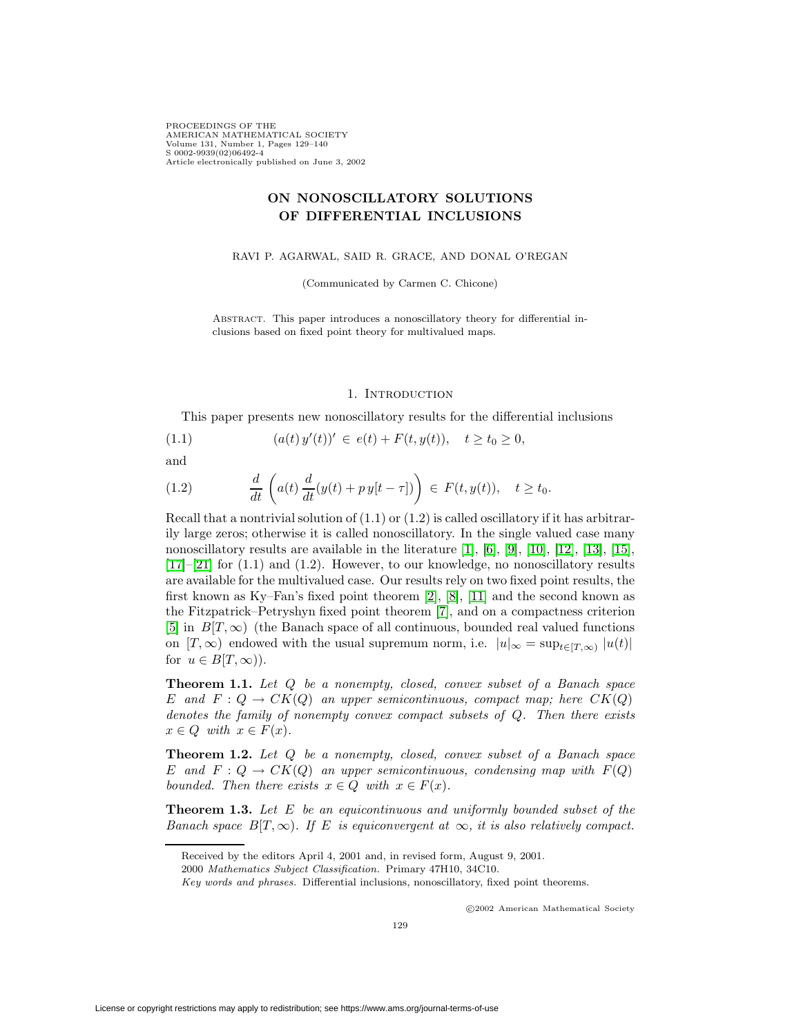# ON NONOSCILLATORY SOLUTIONS OF DIFFERENTIAL INCLUSIONS

RAVI P. AGARWAL, SAID R. GRACE, AND DONAL O'REGAN

(Communicated by Carmen C. Chicone)

Abstract. This paper introduces a nonoscillatory theory for differential inclusions based on fixed point theory for multivalued maps.

## 1. Introduction

This paper presents new nonoscillatory results for the differential inclusions

$$(a(t)\,y'(t))' \in e(t) + F(t, y(t)), \quad t \geq t_0 \geq 0, \tag{1.1}$$

and

$$\frac{d}{dt}\left(a(t)\,\frac{d}{dt}(y(t) + p\,y[t-\tau])\right) \in F(t, y(t)), \quad t \geq t_0. \tag{1.2}$$

Recall that a nontrivial solution of (1.1) or (1.2) is called oscillatory if it has arbitrarily large zeros; otherwise it is called nonoscillatory. In the single valued case many nonoscillatory results are available in the literature [1], [6], [9], [10], [12], [13], [15], [17]–[21] for (1.1) and (1.2). However, to our knowledge, no nonoscillatory results are available for the multivalued case. Our results rely on two fixed point results, the first known as Ky–Fan's fixed point theorem [2], [8], [11] and the second known as the Fitzpatrick–Petryshyn fixed point theorem [7], and on a compactness criterion [5] in $B[T,\infty)$ (the Banach space of all continuous, bounded real valued functions on $[T,\infty)$ endowed with the usual supremum norm, i.e. $|u|_\infty = \sup_{t\in[T,\infty)} |u(t)|$ for $u \in B[T,\infty)$).

**Theorem 1.1.** *Let $Q$ be a nonempty, closed, convex subset of a Banach space $E$ and $F : Q \to CK(Q)$ an upper semicontinuous, compact map; here $CK(Q)$ denotes the family of nonempty convex compact subsets of $Q$. Then there exists $x \in Q$ with $x \in F(x)$.*

**Theorem 1.2.** *Let $Q$ be a nonempty, closed, convex subset of a Banach space $E$ and $F : Q \to CK(Q)$ an upper semicontinuous, condensing map with $F(Q)$ bounded. Then there exists $x \in Q$ with $x \in F(x)$.*

**Theorem 1.3.** *Let $E$ be an equicontinuous and uniformly bounded subset of the Banach space $B[T,\infty)$. If $E$ is equiconvergent at $\infty$, it is also relatively compact.*

Received by the editors April 4, 2001 and, in revised form, August 9, 2001.

2000 *Mathematics Subject Classification.* Primary 47H10, 34C10.

*Key words and phrases.* Differential inclusions, nonoscillatory, fixed point theorems.

©2002 American Mathematical Society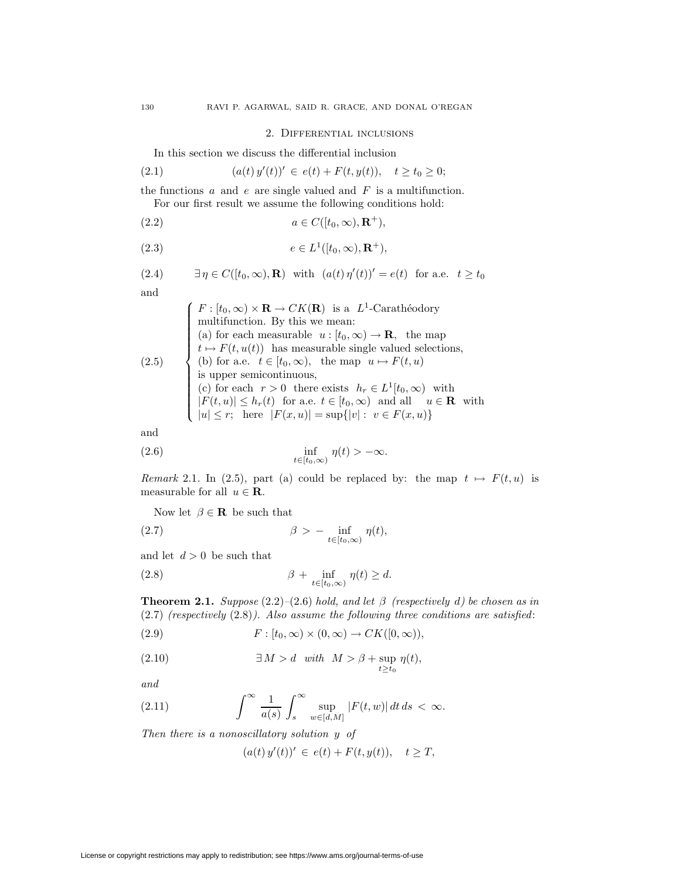## 2. Differential inclusions

In this section we discuss the differential inclusion

$$(a(t)\,y'(t))' \in e(t) + F(t, y(t)), \quad t \geq t_0 \geq 0; \tag{2.1}$$

the functions $a$ and $e$ are single valued and $F$ is a multifunction.

For our first result we assume the following conditions hold:

$$a \in C([t_0, \infty), \mathbf{R}^+), \tag{2.2}$$

$$e \in L^1([t_0, \infty), \mathbf{R}^+), \tag{2.3}$$

$$\exists\, \eta \in C([t_0, \infty), \mathbf{R}) \ \text{ with } \ (a(t)\,\eta'(t))' = e(t) \ \text{ for a.e. } \ t \geq t_0 \tag{2.4}$$

and

$$\begin{cases} F : [t_0, \infty) \times \mathbf{R} \to CK(\mathbf{R}) \ \text{ is a } \ L^1\text{-Carathéodory} \\ \text{multifunction. By this we mean:} \\ \text{(a) for each measurable } \ u : [t_0, \infty) \to \mathbf{R}, \ \text{ the map} \\ t \mapsto F(t, u(t)) \ \text{ has measurable single valued selections,} \\ \text{(b) for a.e. } \ t \in [t_0, \infty), \ \text{ the map } \ u \mapsto F(t, u) \\ \text{is upper semicontinuous,} \\ \text{(c) for each } \ r > 0 \ \text{ there exists } \ h_r \in L^1[t_0, \infty) \ \text{ with} \\ |F(t, u)| \leq h_r(t) \ \text{ for a.e. } \ t \in [t_0, \infty) \ \text{ and all } \ u \in \mathbf{R} \ \text{ with} \\ |u| \leq r; \ \text{ here } \ |F(x, u)| = \sup\{|v| : \ v \in F(x, u)\} \end{cases} \tag{2.5}$$

and

$$\inf_{t \in [t_0, \infty)} \eta(t) > -\infty. \tag{2.6}$$

*Remark* 2.1. In (2.5), part (a) could be replaced by: the map $t \mapsto F(t, u)$ is measurable for all $u \in \mathbf{R}$.

Now let $\beta \in \mathbf{R}$ be such that

$$\beta > -\inf_{t \in [t_0, \infty)} \eta(t), \tag{2.7}$$

and let $d > 0$ be such that

$$\beta + \inf_{t \in [t_0, \infty)} \eta(t) \geq d. \tag{2.8}$$

**Theorem 2.1.** *Suppose* (2.2)–(2.6) *hold, and let $\beta$ (respectively $d$) be chosen as in* (2.7) *(respectively* (2.8)*). Also assume the following three conditions are satisfied*:

$$F : [t_0, \infty) \times (0, \infty) \to CK([0, \infty)), \tag{2.9}$$

$$\exists\, M > d \ \ \textit{with} \ \ M > \beta + \sup_{t \geq t_0} \eta(t), \tag{2.10}$$

*and*

$$\int^{\infty} \frac{1}{a(s)} \int_s^{\infty} \sup_{w \in [d, M]} |F(t, w)|\, dt\, ds < \infty. \tag{2.11}$$

*Then there is a nonoscillatory solution $y$ of*

$$(a(t)\,y'(t))' \in e(t) + F(t, y(t)), \quad t \geq T,$$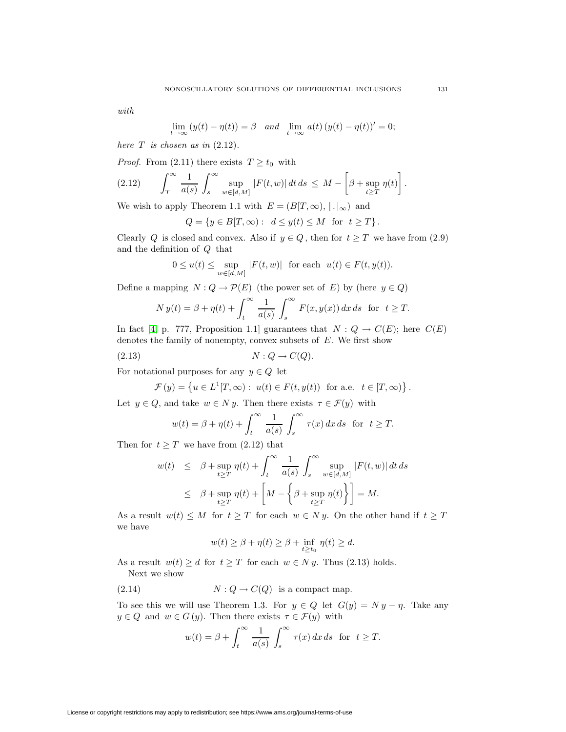*with*

$$\lim_{t\to\infty} (y(t) - \eta(t)) = \beta \quad and \quad \lim_{t\to\infty} a(t)\,(y(t) - \eta(t))' = 0;$$

*here* $T$ *is chosen as in* (2.12).

*Proof.* From (2.11) there exists $T \geq t_0$ with

$$\int_T^\infty \frac{1}{a(s)} \int_s^\infty \sup_{w\in[d,M]} |F(t,w)|\,dt\,ds \leq M - \left[\beta + \sup_{t\geq T} \eta(t)\right]. \tag{2.12}$$

We wish to apply Theorem 1.1 with $E = (B[T,\infty), |\,.\,|_\infty)$ and

$$Q = \{y \in B[T,\infty) : \; d \leq y(t) \leq M \;\; \text{for} \;\; t \geq T\}.$$

Clearly $Q$ is closed and convex. Also if $y \in Q$, then for $t \geq T$ we have from (2.9) and the definition of $Q$ that

$$0 \leq u(t) \leq \sup_{w\in[d,M]} |F(t,w)| \;\; \text{for each} \;\; u(t) \in F(t,y(t)).$$

Define a mapping $N : Q \to \mathcal{P}(E)$ (the power set of $E$) by (here $y \in Q$)

$$N\,y(t) = \beta + \eta(t) + \int_t^\infty \frac{1}{a(s)} \int_s^\infty F(x,y(x))\,dx\,ds \;\; \text{for} \;\; t \geq T.$$

In fact [4, p. 777, Proposition 1.1] guarantees that $N : Q \to C(E)$; here $C(E)$ denotes the family of nonempty, convex subsets of $E$. We first show

$$N : Q \to C(Q). \tag{2.13}$$

For notational purposes for any $y \in Q$ let

$$\mathcal{F}(y) = \left\{u \in L^1[T,\infty) : \; u(t) \in F(t,y(t)) \;\; \text{for a.e.} \;\; t \in [T,\infty)\right\}.$$

Let $y \in Q$, and take $w \in N\,y$. Then there exists $\tau \in \mathcal{F}(y)$ with

$$w(t) = \beta + \eta(t) + \int_t^\infty \frac{1}{a(s)} \int_s^\infty \tau(x)\,dx\,ds \;\; \text{for} \;\; t \geq T.$$

Then for $t \geq T$ we have from (2.12) that

$$\begin{aligned} w(t) &\leq \beta + \sup_{t\geq T} \eta(t) + \int_t^\infty \frac{1}{a(s)} \int_s^\infty \sup_{w\in[d,M]} |F(t,w)|\,dt\,ds \\ &\leq \beta + \sup_{t\geq T} \eta(t) + \left[M - \left\{\beta + \sup_{t\geq T} \eta(t)\right\}\right] = M. \end{aligned}$$

As a result $w(t) \leq M$ for $t \geq T$ for each $w \in N\,y$. On the other hand if $t \geq T$ we have

$$w(t) \geq \beta + \eta(t) \geq \beta + \inf_{t\geq t_0} \eta(t) \geq d.$$

As a result $w(t) \geq d$ for $t \geq T$ for each $w \in N\,y$. Thus (2.13) holds.

Next we show

$$N : Q \to C(Q) \;\; \text{is a compact map.} \tag{2.14}$$

To see this we will use Theorem 1.3. For $y \in Q$ let $G(y) = N\,y - \eta$. Take any $y \in Q$ and $w \in G(y)$. Then there exists $\tau \in \mathcal{F}(y)$ with

$$w(t) = \beta + \int_t^\infty \frac{1}{a(s)} \int_s^\infty \tau(x)\,dx\,ds \;\; \text{for} \;\; t \geq T.$$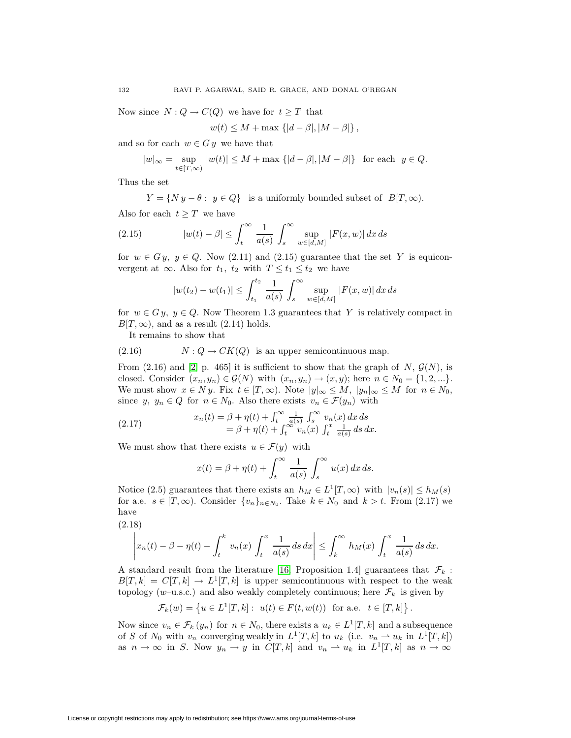Now since $N : Q \to C(Q)$ we have for $t \geq T$ that

$$w(t) \leq M + \max\{|d - \beta|, |M - \beta|\},$$

and so for each $w \in G\,y$ we have that

$$|w|_\infty = \sup_{t\in[T,\infty)} |w(t)| \leq M + \max\{|d - \beta|, |M - \beta|\} \quad \text{for each} \quad y \in Q.$$

Thus the set

$$Y = \{N\,y - \theta : \ y \in Q\} \quad \text{is a uniformly bounded subset of} \quad B[T, \infty).$$

Also for each $t \geq T$ we have

$$|w(t) - \beta| \leq \int_t^\infty \frac{1}{a(s)} \int_s^\infty \sup_{w\in[d,M]} |F(x, w)|\,dx\,ds \tag{2.15}$$

for $w \in G\,y,\ y \in Q$. Now (2.11) and (2.15) guarantee that the set $Y$ is equiconvergent at $\infty$. Also for $t_1,\ t_2$ with $T \leq t_1 \leq t_2$ we have

$$|w(t_2) - w(t_1)| \leq \int_{t_1}^{t_2} \frac{1}{a(s)} \int_s^\infty \sup_{w\in[d,M]} |F(x, w)|\,dx\,ds$$

for $w \in G\,y,\ y \in Q$. Now Theorem 1.3 guarantees that $Y$ is relatively compact in $B[T, \infty)$, and as a result (2.14) holds.

It remains to show that

$$N : Q \to CK(Q) \quad \text{is an upper semicontinuous map.} \tag{2.16}$$

From (2.16) and [2] p. 465] it is sufficient to show that the graph of $N$, $\mathcal{G}(N)$, is closed. Consider $(x_n, y_n) \in \mathcal{G}(N)$ with $(x_n, y_n) \to (x, y)$; here $n \in N_0 = \{1, 2, ...\}$. We must show $x \in N\,y$. Fix $t \in [T, \infty)$. Note $|y|_\infty \leq M,\ |y_n|_\infty \leq M$ for $n \in N_0$, since $y,\ y_n \in Q$ for $n \in N_0$. Also there exists $v_n \in \mathcal{F}(y_n)$ with

$$\begin{aligned} x_n(t) &= \beta + \eta(t) + \textstyle\int_t^\infty \frac{1}{a(s)} \int_s^\infty v_n(x)\,dx\,ds \\ &= \beta + \eta(t) + \textstyle\int_t^\infty v_n(x) \int_t^x \frac{1}{a(s)}\,ds\,dx. \end{aligned} \tag{2.17}$$

We must show that there exists $u \in \mathcal{F}(y)$ with

$$x(t) = \beta + \eta(t) + \int_t^\infty \frac{1}{a(s)} \int_s^\infty u(x)\,dx\,ds.$$

Notice (2.5) guarantees that there exists an $h_M \in L^1[T, \infty)$ with $|v_n(s)| \leq h_M(s)$ for a.e. $s \in [T, \infty)$. Consider $\{v_n\}_{n\in N_0}$. Take $k \in N_0$ and $k > t$. From (2.17) we have

$$\left| x_n(t) - \beta - \eta(t) - \int_t^k v_n(x) \int_t^x \frac{1}{a(s)}\,ds\,dx \right| \leq \int_k^\infty h_M(x) \int_t^x \frac{1}{a(s)}\,ds\,dx. \tag{2.18}$$

A standard result from the literature [16, Proposition 1.4] guarantees that $\mathcal{F}_k : B[T, k] = C[T, k] \to L^1[T, k]$ is upper semicontinuous with respect to the weak topology ($w$–u.s.c.) and also weakly completely continuous; here $\mathcal{F}_k$ is given by

$$\mathcal{F}_k(w) = \left\{u \in L^1[T, k] : \ u(t) \in F(t, w(t)) \ \text{ for a.e. } \ t \in [T, k]\right\}.$$

Now since $v_n \in \mathcal{F}_k(y_n)$ for $n \in N_0$, there exists a $u_k \in L^1[T, k]$ and a subsequence of $S$ of $N_0$ with $v_n$ converging weakly in $L^1[T, k]$ to $u_k$ (i.e. $v_n \rightharpoonup u_k$ in $L^1[T, k]$) as $n \to \infty$ in $S$. Now $y_n \to y$ in $C[T, k]$ and $v_n \rightharpoonup u_k$ in $L^1[T, k]$ as $n \to \infty$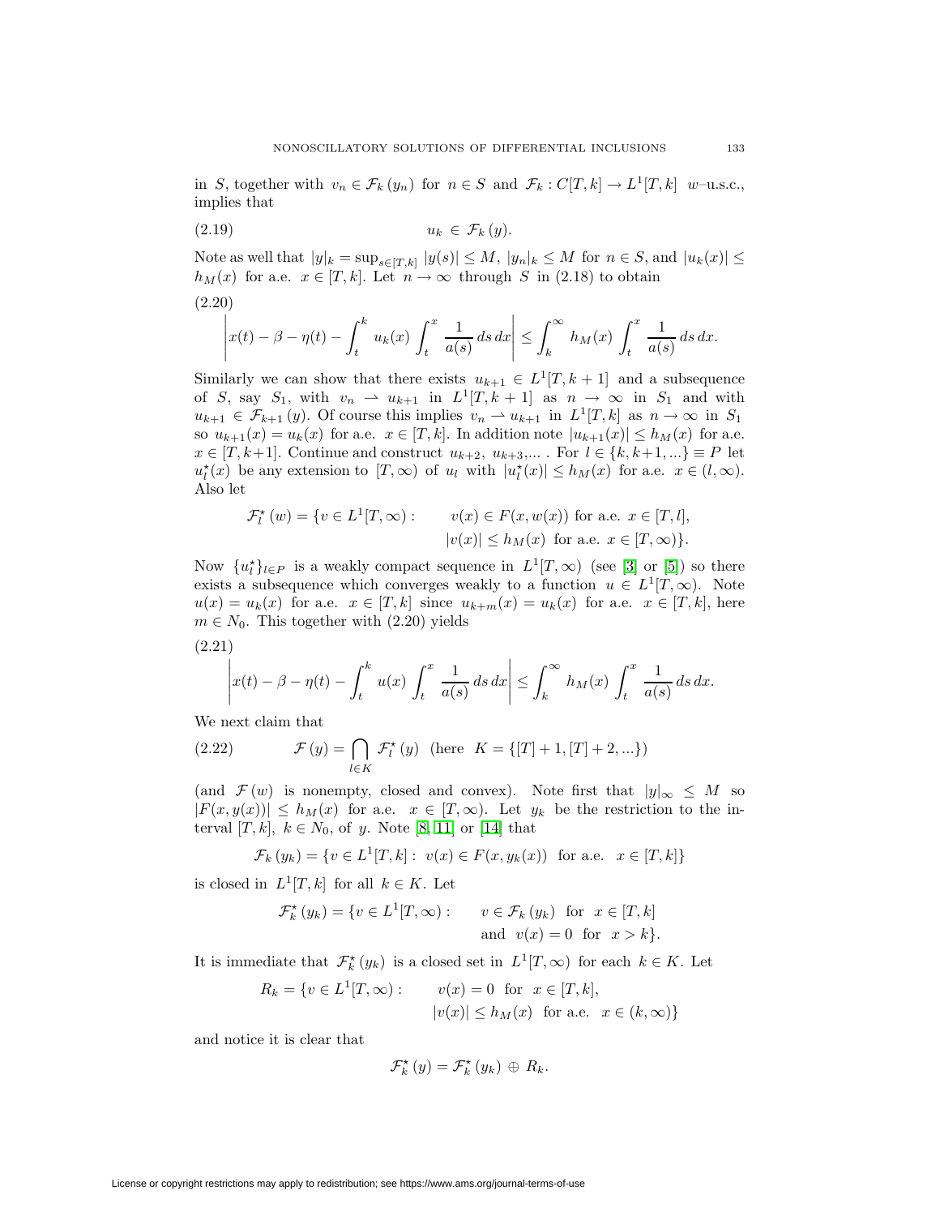in $S$, together with $v_n \in \mathcal{F}_k(y_n)$ for $n \in S$ and $\mathcal{F}_k : C[T,k] \to L^1[T,k]$ $w$–u.s.c., implies that

$$u_k \in \mathcal{F}_k(y). \tag{2.19}$$

Note as well that $|y|_k = \sup_{s\in[T,k]} |y(s)| \le M$, $|y_n|_k \le M$ for $n \in S$, and $|u_k(x)| \le h_M(x)$ for a.e. $x \in [T,k]$. Let $n \to \infty$ through $S$ in (2.18) to obtain

(2.20)
$$\left| x(t) - \beta - \eta(t) - \int_t^k u_k(x) \int_t^x \frac{1}{a(s)}\, ds\, dx \right| \le \int_k^\infty h_M(x) \int_t^x \frac{1}{a(s)}\, ds\, dx.$$

Similarly we can show that there exists $u_{k+1} \in L^1[T,k+1]$ and a subsequence of $S$, say $S_1$, with $v_n \rightharpoonup u_{k+1}$ in $L^1[T,k+1]$ as $n \to \infty$ in $S_1$ and with $u_{k+1} \in \mathcal{F}_{k+1}(y)$. Of course this implies $v_n \rightharpoonup u_{k+1}$ in $L^1[T,k]$ as $n \to \infty$ in $S_1$ so $u_{k+1}(x) = u_k(x)$ for a.e. $x \in [T,k]$. In addition note $|u_{k+1}(x)| \le h_M(x)$ for a.e. $x \in [T,k+1]$. Continue and construct $u_{k+2}, u_{k+3}, \ldots$. For $l \in \{k, k+1, \ldots\} \equiv P$ let $u_l^\star(x)$ be any extension to $[T,\infty)$ of $u_l$ with $|u_l^\star(x)| \le h_M(x)$ for a.e. $x \in (l,\infty)$. Also let

$$\mathcal{F}_l^\star(w) = \{v \in L^1[T,\infty) : \quad v(x) \in F(x,w(x)) \text{ for a.e. } x \in [T,l],$$
$$|v(x)| \le h_M(x) \text{ for a.e. } x \in [T,\infty)\}.$$

Now $\{u_l^\star\}_{l\in P}$ is a weakly compact sequence in $L^1[T,\infty)$ (see [3] or [5]) so there exists a subsequence which converges weakly to a function $u \in L^1[T,\infty)$. Note $u(x) = u_k(x)$ for a.e. $x \in [T,k]$ since $u_{k+m}(x) = u_k(x)$ for a.e. $x \in [T,k]$, here $m \in N_0$. This together with (2.20) yields

(2.21)
$$\left| x(t) - \beta - \eta(t) - \int_t^k u(x) \int_t^x \frac{1}{a(s)}\, ds\, dx \right| \le \int_k^\infty h_M(x) \int_t^x \frac{1}{a(s)}\, ds\, dx.$$

We next claim that

$$\mathcal{F}(y) = \bigcap_{l\in K} \mathcal{F}_l^\star(y) \quad (\text{here } K = \{[T]+1, [T]+2, \ldots\}) \tag{2.22}$$

(and $\mathcal{F}(w)$ is nonempty, closed and convex). Note first that $|y|_\infty \le M$ so $|F(x,y(x))| \le h_M(x)$ for a.e. $x \in [T,\infty)$. Let $y_k$ be the restriction to the interval $[T,k]$, $k \in N_0$, of $y$. Note [8, 11] or [14] that

$$\mathcal{F}_k(y_k) = \{v \in L^1[T,k] : \ v(x) \in F(x,y_k(x)) \text{ for a.e. } x \in [T,k]\}$$

is closed in $L^1[T,k]$ for all $k \in K$. Let

$$\mathcal{F}_k^\star(y_k) = \{v \in L^1[T,\infty) : \quad v \in \mathcal{F}_k(y_k) \text{ for } x \in [T,k]$$
$$\text{and } v(x) = 0 \text{ for } x > k\}.$$

It is immediate that $\mathcal{F}_k^\star(y_k)$ is a closed set in $L^1[T,\infty)$ for each $k \in K$. Let

$$R_k = \{v \in L^1[T,\infty) : \quad v(x) = 0 \text{ for } x \in [T,k],$$
$$|v(x)| \le h_M(x) \text{ for a.e. } x \in (k,\infty)\}$$

and notice it is clear that

$$\mathcal{F}_k^\star(y) = \mathcal{F}_k^\star(y_k) \oplus R_k.$$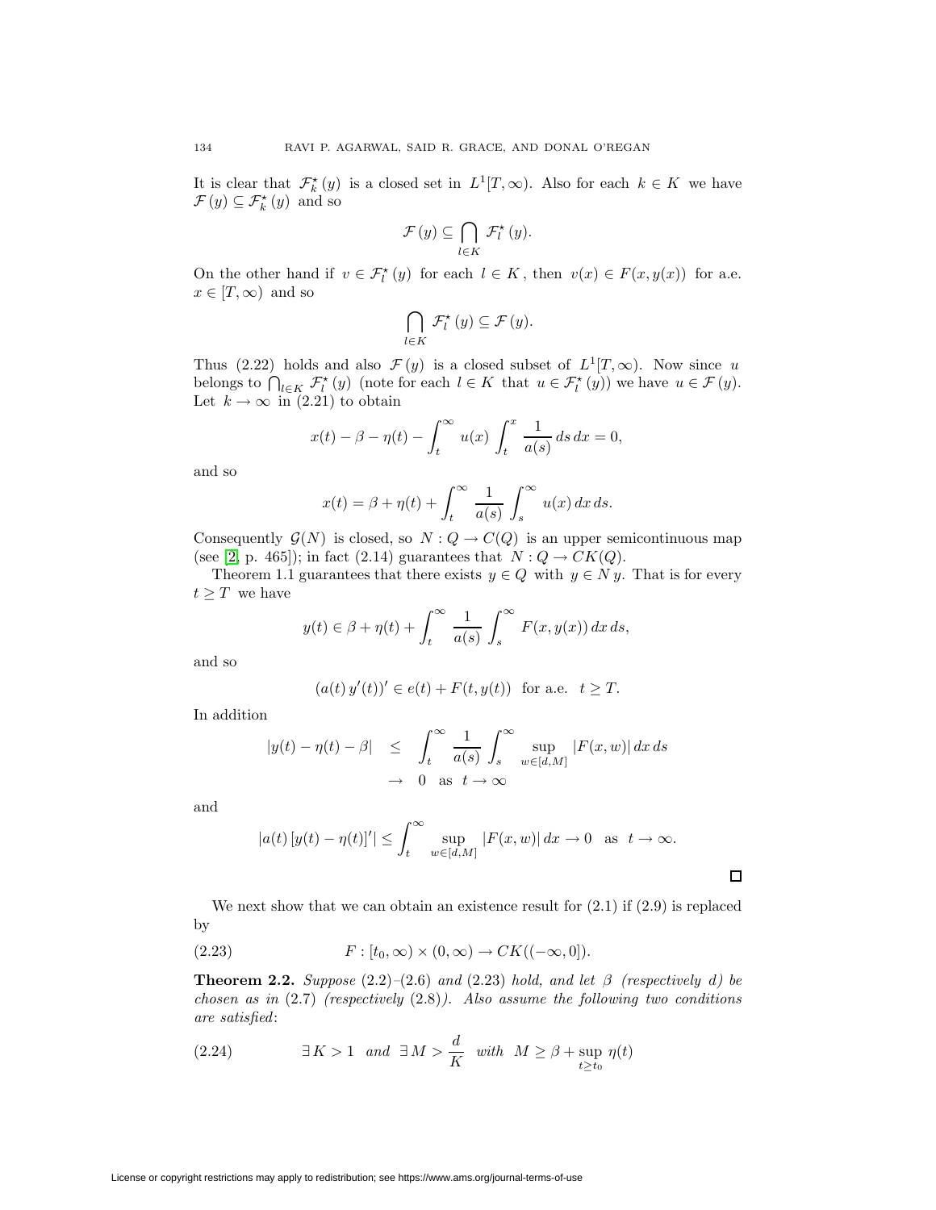It is clear that $\mathcal{F}_k^\star(y)$ is a closed set in $L^1[T,\infty)$. Also for each $k \in K$ we have $\mathcal{F}(y) \subseteq \mathcal{F}_k^\star(y)$ and so

$$\mathcal{F}(y) \subseteq \bigcap_{l \in K} \mathcal{F}_l^\star(y).$$

On the other hand if $v \in \mathcal{F}_l^\star(y)$ for each $l \in K$, then $v(x) \in F(x, y(x))$ for a.e. $x \in [T, \infty)$ and so

$$\bigcap_{l \in K} \mathcal{F}_l^\star(y) \subseteq \mathcal{F}(y).$$

Thus (2.22) holds and also $\mathcal{F}(y)$ is a closed subset of $L^1[T,\infty)$. Now since $u$ belongs to $\bigcap_{l \in K} \mathcal{F}_l^\star(y)$ (note for each $l \in K$ that $u \in \mathcal{F}_l^\star(y)$) we have $u \in \mathcal{F}(y)$. Let $k \to \infty$ in (2.21) to obtain

$$x(t) - \beta - \eta(t) - \int_t^\infty u(x) \int_t^x \frac{1}{a(s)}\, ds\, dx = 0,$$

and so

$$x(t) = \beta + \eta(t) + \int_t^\infty \frac{1}{a(s)} \int_s^\infty u(x)\, dx\, ds.$$

Consequently $\mathcal{G}(N)$ is closed, so $N : Q \to C(Q)$ is an upper semicontinuous map (see [2, p. 465]); in fact (2.14) guarantees that $N : Q \to CK(Q)$.

Theorem 1.1 guarantees that there exists $y \in Q$ with $y \in N\, y$. That is for every $t \geq T$ we have

$$y(t) \in \beta + \eta(t) + \int_t^\infty \frac{1}{a(s)} \int_s^\infty F(x, y(x))\, dx\, ds,$$

and so

$$(a(t)\, y'(t))' \in e(t) + F(t, y(t)) \quad \text{for a.e.} \quad t \geq T.$$

In addition

$$\begin{aligned} |y(t) - \eta(t) - \beta| \quad &\leq \quad \int_t^\infty \frac{1}{a(s)} \int_s^\infty \sup_{w \in [d,M]} |F(x,w)|\, dx\, ds \\ &\to \quad 0 \quad \text{as} \quad t \to \infty \end{aligned}$$

and

$$|a(t)\,[y(t) - \eta(t)]'| \leq \int_t^\infty \sup_{w \in [d,M]} |F(x,w)|\, dx \to 0 \quad \text{as} \quad t \to \infty.$$

□

We next show that we can obtain an existence result for (2.1) if (2.9) is replaced by

$$F : [t_0, \infty) \times (0, \infty) \to CK((-\infty, 0]). \tag{2.23}$$

**Theorem 2.2.** *Suppose* (2.2)–(2.6) *and* (2.23) *hold, and let $\beta$ (respectively $d$) be chosen as in* (2.7) *(respectively* (2.8)*). Also assume the following two conditions are satisfied*:

$$\exists\, K > 1 \quad \textit{and} \quad \exists\, M > \frac{d}{K} \quad \textit{with} \quad M \geq \beta + \sup_{t \geq t_0} \eta(t) \tag{2.24}$$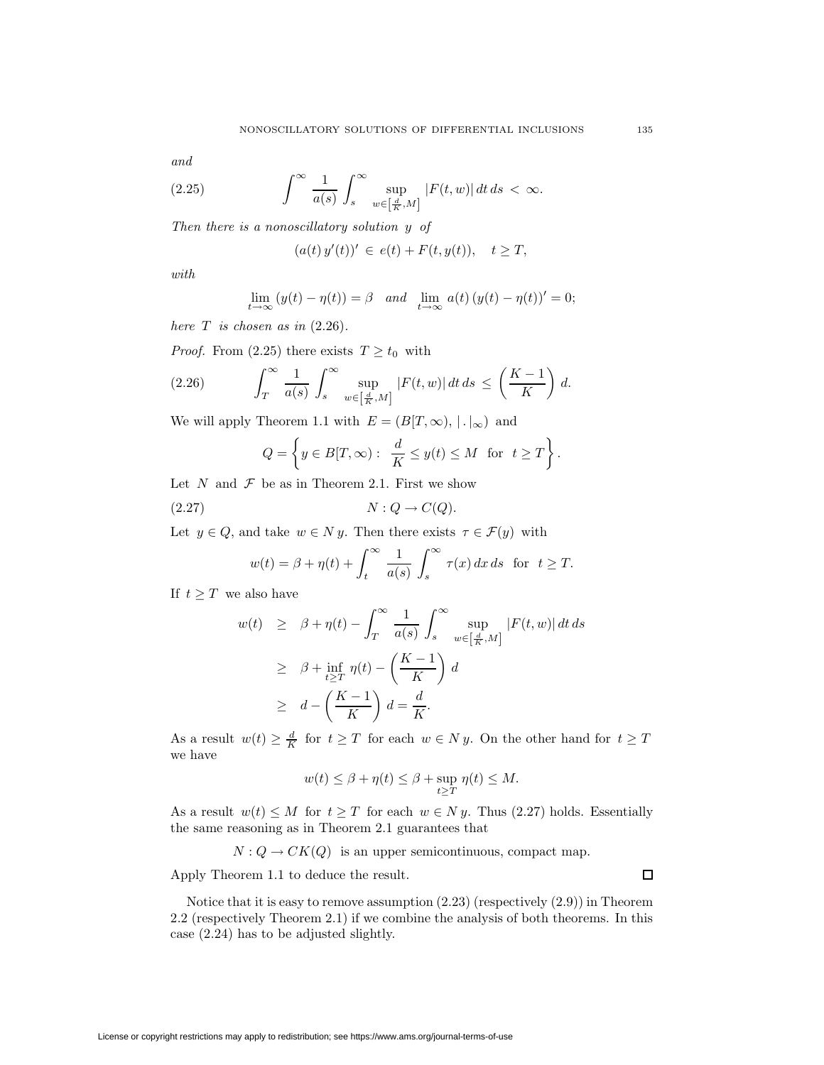*and*

$$\int^{\infty} \frac{1}{a(s)} \int_s^{\infty} \sup_{w\in\left[\frac{d}{K},M\right]} |F(t,w)|\,dt\,ds \,<\, \infty. \tag{2.25}$$

*Then there is a nonoscillatory solution $y$ of*

$$(a(t)\,y'(t))' \,\in\, e(t) + F(t, y(t)), \quad t \geq T,$$

*with*

$$\lim_{t\to\infty} (y(t) - \eta(t)) = \beta \quad \textit{and} \quad \lim_{t\to\infty} a(t)\,(y(t) - \eta(t))' = 0;$$

*here $T$ is chosen as in* (2.26).

*Proof.* From (2.25) there exists $T \geq t_0$ with

$$\int_T^{\infty} \frac{1}{a(s)} \int_s^{\infty} \sup_{w\in\left[\frac{d}{K},M\right]} |F(t,w)|\,dt\,ds \,\leq\, \left(\frac{K-1}{K}\right) d. \tag{2.26}$$

We will apply Theorem 1.1 with $E = (B[T,\infty),\, |\,.\,|_{\infty})$ and

$$Q = \left\{ y \in B[T,\infty) : \; \frac{d}{K} \leq y(t) \leq M \;\; \text{for} \;\; t \geq T \right\}.$$

Let $N$ and $\mathcal{F}$ be as in Theorem 2.1. First we show

$$N : Q \to C(Q). \tag{2.27}$$

Let $y \in Q$, and take $w \in N\,y$. Then there exists $\tau \in \mathcal{F}(y)$ with

$$w(t) = \beta + \eta(t) + \int_t^{\infty} \frac{1}{a(s)} \int_s^{\infty} \tau(x)\,dx\,ds \;\; \text{for} \;\; t \geq T.$$

If $t \geq T$ we also have

$$\begin{aligned}
w(t) \;&\geq\; \beta + \eta(t) - \int_T^{\infty} \frac{1}{a(s)} \int_s^{\infty} \sup_{w\in\left[\frac{d}{K},M\right]} |F(t,w)|\,dt\,ds \\
&\geq\; \beta + \inf_{t\geq T}\, \eta(t) - \left(\frac{K-1}{K}\right) d \\
&\geq\; d - \left(\frac{K-1}{K}\right) d = \frac{d}{K}.
\end{aligned}$$

As a result $w(t) \geq \frac{d}{K}$ for $t \geq T$ for each $w \in N\,y$. On the other hand for $t \geq T$ we have

$$w(t) \leq \beta + \eta(t) \leq \beta + \sup_{t\geq T}\, \eta(t) \leq M.$$

As a result $w(t) \leq M$ for $t \geq T$ for each $w \in N\,y$. Thus (2.27) holds. Essentially the same reasoning as in Theorem 2.1 guarantees that

$$N : Q \to CK(Q) \;\; \text{is an upper semicontinuous, compact map.}$$

Apply Theorem 1.1 to deduce the result. □

Notice that it is easy to remove assumption (2.23) (respectively (2.9)) in Theorem 2.2 (respectively Theorem 2.1) if we combine the analysis of both theorems. In this case (2.24) has to be adjusted slightly.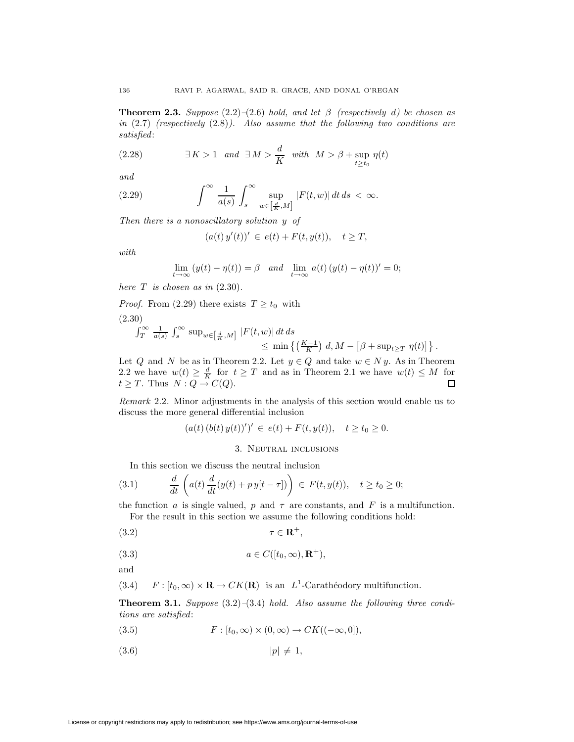**Theorem 2.3.** *Suppose* (2.2)–(2.6) *hold, and let* $\beta$ *(respectively* $d$*) be chosen as in* (2.7) *(respectively* (2.8)*). Also assume that the following two conditions are satisfied*:

$$\exists\, K > 1 \quad \text{and} \quad \exists\, M > \frac{d}{K} \quad \text{with} \quad M > \beta + \sup_{t \geq t_0} \eta(t) \tag{2.28}$$

*and*

$$\int^{\infty} \frac{1}{a(s)} \int_s^{\infty} \sup_{w \in \left[\frac{d}{K}, M\right]} |F(t,w)|\, dt\, ds \, < \, \infty. \tag{2.29}$$

*Then there is a nonoscillatory solution* $y$ *of*

$$(a(t)\, y'(t))' \, \in \, e(t) + F(t, y(t)), \quad t \geq T,$$

*with*

$$\lim_{t \to \infty} (y(t) - \eta(t)) = \beta \quad \text{and} \quad \lim_{t \to \infty} a(t)\, (y(t) - \eta(t))' = 0;$$

*here* $T$ *is chosen as in* (2.30).

*Proof.* From (2.29) there exists $T \geq t_0$ with

$$\int_T^{\infty} \frac{1}{a(s)} \int_s^{\infty} \sup_{w \in \left[\frac{d}{K}, M\right]} |F(t,w)|\, dt\, ds \leq \min\left\{ \left(\tfrac{K-1}{K}\right) d, M - \left[\beta + \sup_{t \geq T} \eta(t)\right] \right\}. \tag{2.30}$$

Let $Q$ and $N$ be as in Theorem 2.2. Let $y \in Q$ and take $w \in N\, y$. As in Theorem 2.2 we have $w(t) \geq \frac{d}{K}$ for $t \geq T$ and as in Theorem 2.1 we have $w(t) \leq M$ for $t \geq T$. Thus $N : Q \to C(Q)$. $\square$

*Remark* 2.2. Minor adjustments in the analysis of this section would enable us to discuss the more general differential inclusion

$$(a(t)\, (b(t)\, y(t))')' \, \in \, e(t) + F(t, y(t)), \quad t \geq t_0 \geq 0.$$

## 3. Neutral inclusions

In this section we discuss the neutral inclusion

$$\frac{d}{dt} \left( a(t)\, \frac{d}{dt} (y(t) + p\, y[t - \tau]) \right) \, \in \, F(t, y(t)), \quad t \geq t_0 \geq 0; \tag{3.1}$$

the function $a$ is single valued, $p$ and $\tau$ are constants, and $F$ is a multifunction.

For the result in this section we assume the following conditions hold:

$$\tau \in \mathbf{R}^+, \tag{3.2}$$

$$a \in C([t_0, \infty), \mathbf{R}^+), \tag{3.3}$$

and

$$F : [t_0, \infty) \times \mathbf{R} \to CK(\mathbf{R}) \ \text{ is an } \ L^1\text{-Carathéodory multifunction.} \tag{3.4}$$

**Theorem 3.1.** *Suppose* (3.2)–(3.4) *hold. Also assume the following three conditions are satisfied*:

$$F : [t_0, \infty) \times (0, \infty) \to CK((-\infty, 0]), \tag{3.5}$$

$$|p| \, \neq \, 1, \tag{3.6}$$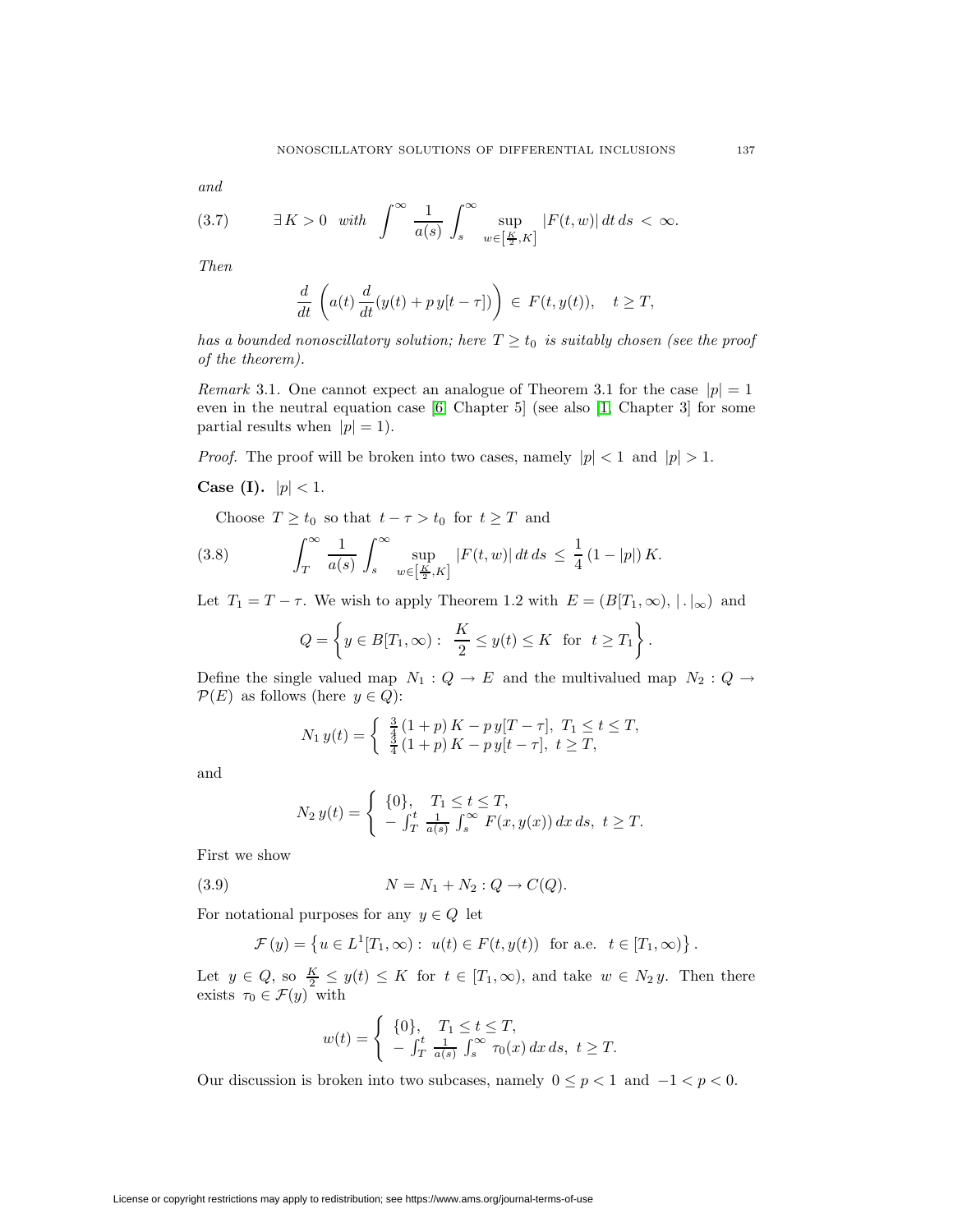*and*

$$(3.7) \qquad \exists\, K > 0 \quad \textit{with} \quad \int^{\infty} \frac{1}{a(s)} \int_s^{\infty} \sup_{w \in \left[\frac{K}{2}, K\right]} |F(t,w)|\, dt\, ds \, < \, \infty.$$

*Then*

$$\frac{d}{dt} \left( a(t) \, \frac{d}{dt} (y(t) + p\, y[t-\tau]) \right) \, \in \, F(t, y(t)), \quad t \geq T,$$

*has a bounded nonoscillatory solution; here $T \geq t_0$ is suitably chosen (see the proof of the theorem).*

*Remark* 3.1. One cannot expect an analogue of Theorem 3.1 for the case $|p| = 1$ even in the neutral equation case [6, Chapter 5] (see also [1, Chapter 3] for some partial results when $|p| = 1$).

*Proof.* The proof will be broken into two cases, namely $|p| < 1$ and $|p| > 1$.

**Case (I).** $|p| < 1$.

Choose $T \geq t_0$ so that $t - \tau > t_0$ for $t \geq T$ and

$$(3.8) \qquad \int_T^{\infty} \frac{1}{a(s)} \int_s^{\infty} \sup_{w \in \left[\frac{K}{2}, K\right]} |F(t,w)|\, dt\, ds \, \leq \, \frac{1}{4}\, (1 - |p|)\, K.$$

Let $T_1 = T - \tau$. We wish to apply Theorem 1.2 with $E = (B[T_1, \infty), |\,.\,|_\infty)$ and

$$Q = \left\{ y \in B[T_1, \infty) : \; \frac{K}{2} \leq y(t) \leq K \;\; \text{for} \;\; t \geq T_1 \right\}.$$

Define the single valued map $N_1 : Q \to E$ and the multivalued map $N_2 : Q \to \mathcal{P}(E)$ as follows (here $y \in Q$):

$$N_1\, y(t) = \begin{cases} \frac{3}{4}\,(1+p)\, K - p\, y[T - \tau], \;\; T_1 \leq t \leq T, \\ \frac{3}{4}\,(1+p)\, K - p\, y[t - \tau], \;\; t \geq T, \end{cases}$$

and

$$N_2\, y(t) = \begin{cases} \{0\}, \quad T_1 \leq t \leq T, \\ -\int_T^t \frac{1}{a(s)} \int_s^{\infty} F(x, y(x))\, dx\, ds, \;\; t \geq T. \end{cases}$$

First we show

$$(3.9) \qquad N = N_1 + N_2 : Q \to C(Q).$$

For notational purposes for any $y \in Q$ let

$$\mathcal{F}\,(y) = \left\{ u \in L^1[T_1, \infty) : \; u(t) \in F(t, y(t)) \;\; \text{for a.e.} \;\; t \in [T_1, \infty) \right\}.$$

Let $y \in Q$, so $\frac{K}{2} \leq y(t) \leq K$ for $t \in [T_1, \infty)$, and take $w \in N_2\, y$. Then there exists $\tau_0 \in \mathcal{F}(y)$ with

$$w(t) = \begin{cases} \{0\}, \quad T_1 \leq t \leq T, \\ -\int_T^t \frac{1}{a(s)} \int_s^{\infty} \tau_0(x)\, dx\, ds, \;\; t \geq T. \end{cases}$$

Our discussion is broken into two subcases, namely $0 \leq p < 1$ and $-1 < p < 0$.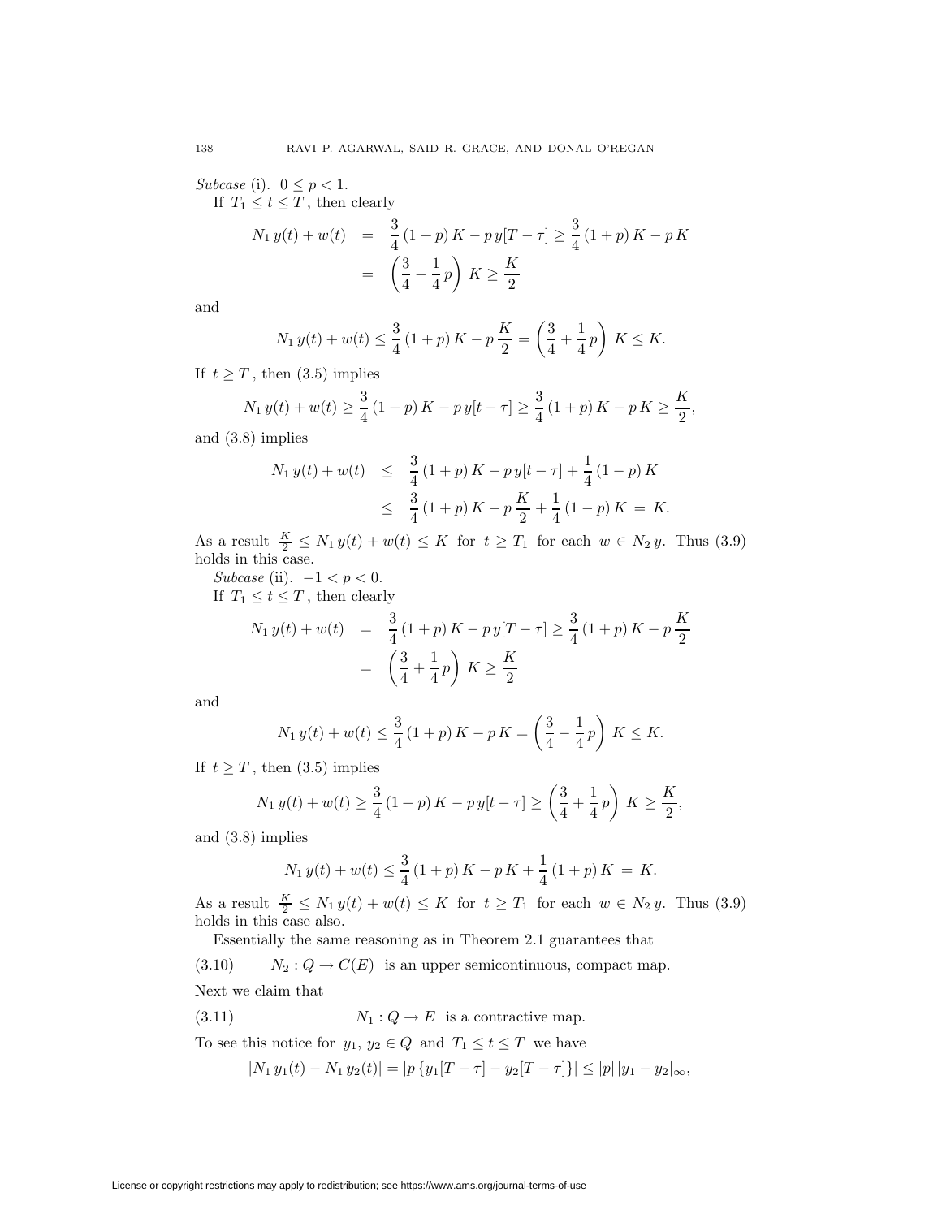*Subcase* (i). $0 \le p < 1$.

If $T_1 \le t \le T$, then clearly

$$\begin{aligned} N_1\, y(t) + w(t) &= \frac{3}{4}\,(1+p)\,K - p\,y[T-\tau] \ge \frac{3}{4}\,(1+p)\,K - p\,K \\ &= \left(\frac{3}{4} - \frac{1}{4}\,p\right)\,K \ge \frac{K}{2} \end{aligned}$$

and

$$N_1\, y(t) + w(t) \le \frac{3}{4}\,(1+p)\,K - p\,\frac{K}{2} = \left(\frac{3}{4} + \frac{1}{4}\,p\right)\,K \le K.$$

If $t \ge T$, then (3.5) implies

$$N_1\, y(t) + w(t) \ge \frac{3}{4}\,(1+p)\,K - p\,y[t-\tau] \ge \frac{3}{4}\,(1+p)\,K - p\,K \ge \frac{K}{2},$$

and (3.8) implies

$$\begin{aligned} N_1\, y(t) + w(t) &\le \frac{3}{4}\,(1+p)\,K - p\,y[t-\tau] + \frac{1}{4}\,(1-p)\,K \\ &\le \frac{3}{4}\,(1+p)\,K - p\,\frac{K}{2} + \frac{1}{4}\,(1-p)\,K \,=\, K. \end{aligned}$$

As a result $\frac{K}{2} \le N_1\, y(t) + w(t) \le K$ for $t \ge T_1$ for each $w \in N_2\, y$. Thus (3.9) holds in this case.

*Subcase* (ii). $-1 < p < 0$.

If $T_1 \le t \le T$, then clearly

$$\begin{aligned} N_1\, y(t) + w(t) &= \frac{3}{4}\,(1+p)\,K - p\,y[T-\tau] \ge \frac{3}{4}\,(1+p)\,K - p\,\frac{K}{2} \\ &= \left(\frac{3}{4} + \frac{1}{4}\,p\right)\,K \ge \frac{K}{2} \end{aligned}$$

and

$$N_1\, y(t) + w(t) \le \frac{3}{4}\,(1+p)\,K - p\,K = \left(\frac{3}{4} - \frac{1}{4}\,p\right)\,K \le K.$$

If $t \ge T$, then (3.5) implies

$$N_1\, y(t) + w(t) \ge \frac{3}{4}\,(1+p)\,K - p\,y[t-\tau] \ge \left(\frac{3}{4} + \frac{1}{4}\,p\right)\,K \ge \frac{K}{2},$$

and (3.8) implies

$$N_1\, y(t) + w(t) \le \frac{3}{4}\,(1+p)\,K - p\,K + \frac{1}{4}\,(1+p)\,K \,=\, K.$$

As a result $\frac{K}{2} \le N_1\, y(t) + w(t) \le K$ for $t \ge T_1$ for each $w \in N_2\, y$. Thus (3.9) holds in this case also.

Essentially the same reasoning as in Theorem 2.1 guarantees that

$$N_2 : Q \to C(E) \text{ is an upper semicontinuous, compact map.} \tag{3.10}$$

Next we claim that

$$N_1 : Q \to E \text{ is a contractive map.} \tag{3.11}$$

To see this notice for $y_1,\, y_2 \in Q$ and $T_1 \le t \le T$ we have

$$|N_1\, y_1(t) - N_1\, y_2(t)| = |p\,\{y_1[T-\tau] - y_2[T-\tau]\}| \le |p|\,|y_1 - y_2|_\infty,$$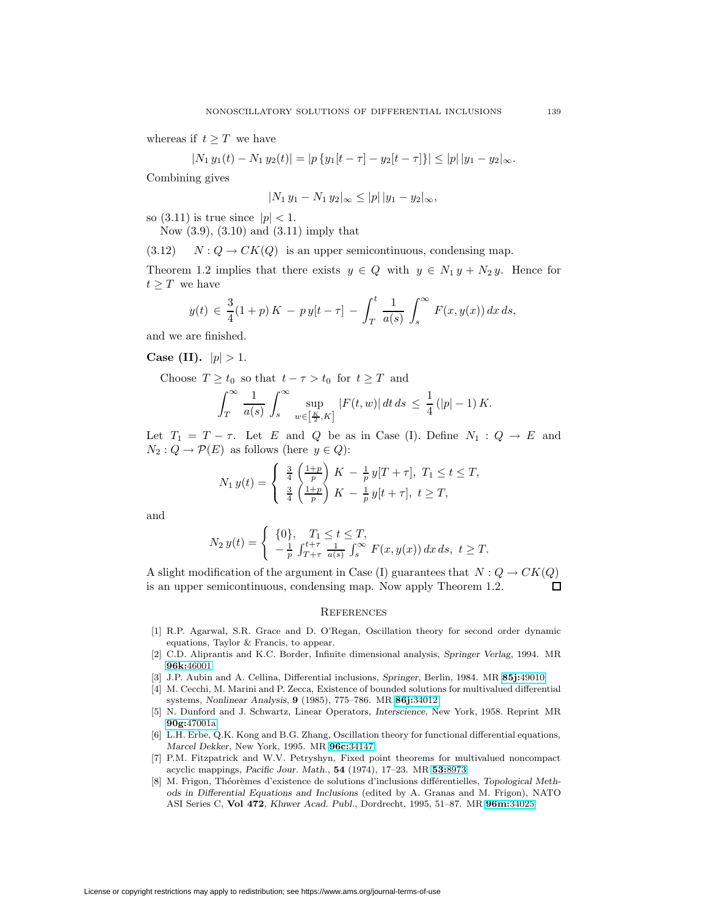whereas if $t \geq T$ we have

$$|N_1\, y_1(t) - N_1\, y_2(t)| = |p\,\{y_1[t-\tau] - y_2[t-\tau]\}| \leq |p|\,|y_1 - y_2|_\infty.$$

Combining gives

$$|N_1\, y_1 - N_1\, y_2|_\infty \leq |p|\,|y_1 - y_2|_\infty,$$

so (3.11) is true since $|p| < 1$.

Now (3.9), (3.10) and (3.11) imply that

(3.12) $\quad N : Q \to CK(Q)$ is an upper semicontinuous, condensing map.

Theorem 1.2 implies that there exists $y \in Q$ with $y \in N_1\, y + N_2\, y$. Hence for $t \geq T$ we have

$$y(t) \,\in\, \frac{3}{4}(1+p)\,K \,-\, p\,y[t-\tau] \,-\, \int_T^t \frac{1}{a(s)} \int_s^\infty F(x, y(x))\,dx\,ds,$$

and we are finished.

**Case (II).** $|p| > 1$.

Choose $T \geq t_0$ so that $t - \tau > t_0$ for $t \geq T$ and

$$\int_T^\infty \frac{1}{a(s)} \int_s^\infty \sup_{w \in \left[\frac{K}{2}, K\right]} |F(t, w)|\,dt\,ds \,\leq\, \frac{1}{4}\,(|p| - 1)\,K.$$

Let $T_1 = T - \tau$. Let $E$ and $Q$ be as in Case (I). Define $N_1 : Q \to E$ and $N_2 : Q \to \mathcal{P}(E)$ as follows (here $y \in Q$):

$$N_1\, y(t) = \begin{cases} \frac{3}{4}\left(\frac{1+p}{p}\right) K \,-\, \frac{1}{p}\, y[T+\tau], & T_1 \leq t \leq T, \\ \frac{3}{4}\left(\frac{1+p}{p}\right) K \,-\, \frac{1}{p}\, y[t+\tau], & t \geq T, \end{cases}$$

and

$$N_2\, y(t) = \begin{cases} \{0\}, & T_1 \leq t \leq T, \\ -\frac{1}{p} \int_{T+\tau}^{t+\tau} \frac{1}{a(s)} \int_s^\infty F(x, y(x))\,dx\,ds, & t \geq T. \end{cases}$$

A slight modification of the argument in Case (I) guarantees that $N : Q \to CK(Q)$ is an upper semicontinuous, condensing map. Now apply Theorem 1.2. $\square$

## References

[1] R.P. Agarwal, S.R. Grace and D. O'Regan, Oscillation theory for second order dynamic equations, Taylor & Francis, to appear.

[2] C.D. Aliprantis and K.C. Border, Infinite dimensional analysis, *Springer Verlag*, 1994. MR **96k:**46001

[3] J.P. Aubin and A. Cellina, Differential inclusions, *Springer*, Berlin, 1984. MR **85j:**49010

[4] M. Cecchi, M. Marini and P. Zecca, Existence of bounded solutions for multivalued differential systems, *Nonlinear Analysis*, **9** (1985), 775–786. MR **86j:**34012

[5] N. Dunford and J. Schwartz, Linear Operators, *Interscience*, New York, 1958. Reprint MR **90g:**47001a

[6] L.H. Erbe, Q.K. Kong and B.G. Zhang, Oscillation theory for functional differential equations, *Marcel Dekker*, New York, 1995. MR **96c:**34147

[7] P.M. Fitzpatrick and W.V. Petryshyn, Fixed point theorems for multivalued noncompact acyclic mappings, *Pacific Jour. Math.*, **54** (1974), 17–23. MR **53:**8973

[8] M. Frigon, Théorèmes d'existence de solutions d'inclusions différentielles, *Topological Methods in Differential Equations and Inclusions* (edited by A. Granas and M. Frigon), NATO ASI Series C, **Vol 472**, *Kluwer Acad. Publ.*, Dordrecht, 1995, 51–87. MR **96m:**34025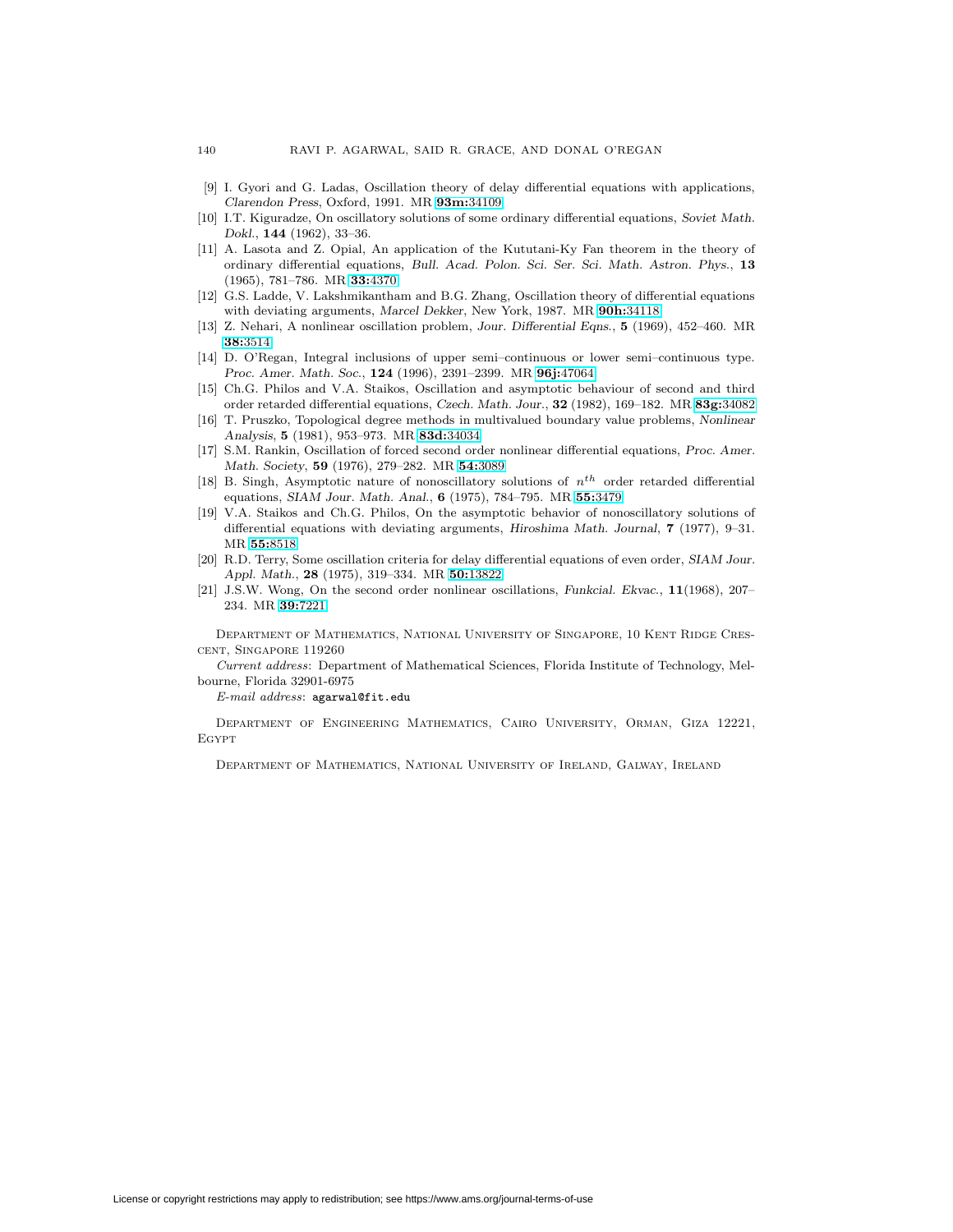[9] I. Gyori and G. Ladas, Oscillation theory of delay differential equations with applications, *Clarendon Press*, Oxford, 1991. MR **93m:**34109

[10] I.T. Kiguradze, On oscillatory solutions of some ordinary differential equations, *Soviet Math. Dokl.*, **144** (1962), 33–36.

[11] A. Lasota and Z. Opial, An application of the Kututani-Ky Fan theorem in the theory of ordinary differential equations, *Bull. Acad. Polon. Sci. Ser. Sci. Math. Astron. Phys.*, **13** (1965), 781–786. MR **33:**4370

[12] G.S. Ladde, V. Lakshmikantham and B.G. Zhang, Oscillation theory of differential equations with deviating arguments, *Marcel Dekker*, New York, 1987. MR **90h:**34118

[13] Z. Nehari, A nonlinear oscillation problem, *Jour. Differential Eqns.*, **5** (1969), 452–460. MR **38:**3514

[14] D. O'Regan, Integral inclusions of upper semi–continuous or lower semi–continuous type. *Proc. Amer. Math. Soc.*, **124** (1996), 2391–2399. MR **96j:**47064

[15] Ch.G. Philos and V.A. Staikos, Oscillation and asymptotic behaviour of second and third order retarded differential equations, *Czech. Math. Jour.*, **32** (1982), 169–182. MR **83g:**34082

[16] T. Pruszko, Topological degree methods in multivalued boundary value problems, *Nonlinear Analysis*, **5** (1981), 953–973. MR **83d:**34034

[17] S.M. Rankin, Oscillation of forced second order nonlinear differential equations, *Proc. Amer. Math. Society*, **59** (1976), 279–282. MR **54:**3089

[18] B. Singh, Asymptotic nature of nonoscillatory solutions of $n^{th}$ order retarded differential equations, *SIAM Jour. Math. Anal.*, **6** (1975), 784–795. MR **55:**3479

[19] V.A. Staikos and Ch.G. Philos, On the asymptotic behavior of nonoscillatory solutions of differential equations with deviating arguments, *Hiroshima Math. Journal*, **7** (1977), 9–31. MR **55:**8518

[20] R.D. Terry, Some oscillation criteria for delay differential equations of even order, *SIAM Jour. Appl. Math.*, **28** (1975), 319–334. MR **50:**13822

[21] J.S.W. Wong, On the second order nonlinear oscillations, *Funkcial. Ekvac.*, **11**(1968), 207–234. MR **39:**7221

Department of Mathematics, National University of Singapore, 10 Kent Ridge Crescent, Singapore 119260

*Current address*: Department of Mathematical Sciences, Florida Institute of Technology, Melbourne, Florida 32901-6975

*E-mail address*: agarwal@fit.edu

Department of Engineering Mathematics, Cairo University, Orman, Giza 12221, Egypt

Department of Mathematics, National University of Ireland, Galway, Ireland